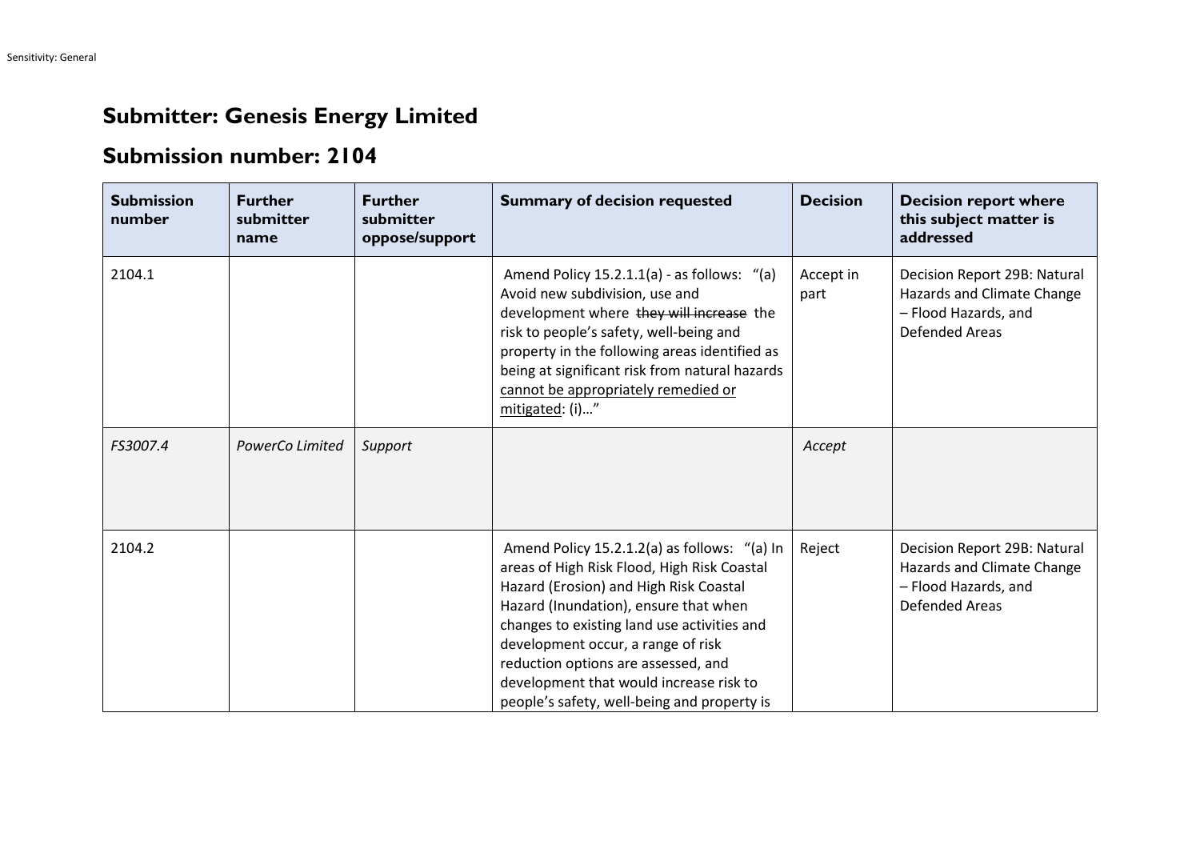# Submitter: Genesis Energy Limited

# Submission number: 2104

| Submission number | Further submitter name | Further submitter oppose/support | Summary of decision requested | Decision | Decision report where this subject matter is addressed |
|---|---|---|---|---|---|
| 2104.1 | | | Amend Policy 15.2.1.1(a) - as follows: "(a) Avoid new subdivision, use and development where ~~they will increase~~ the risk to people's safety, well-being and property in the following areas identified as being at significant risk from natural hazards <u>cannot be appropriately remedied or mitigated</u>: (i)…" | Accept in part | Decision Report 29B: Natural Hazards and Climate Change – Flood Hazards, and Defended Areas |
| *FS3007.4* | *PowerCo Limited* | *Support* | | *Accept* | |
| 2104.2 | | | Amend Policy 15.2.1.2(a) as follows: "(a) In areas of High Risk Flood, High Risk Coastal Hazard (Erosion) and High Risk Coastal Hazard (Inundation), ensure that when changes to existing land use activities and development occur, a range of risk reduction options are assessed, and development that would increase risk to people's safety, well-being and property is | Reject | Decision Report 29B: Natural Hazards and Climate Change – Flood Hazards, and Defended Areas |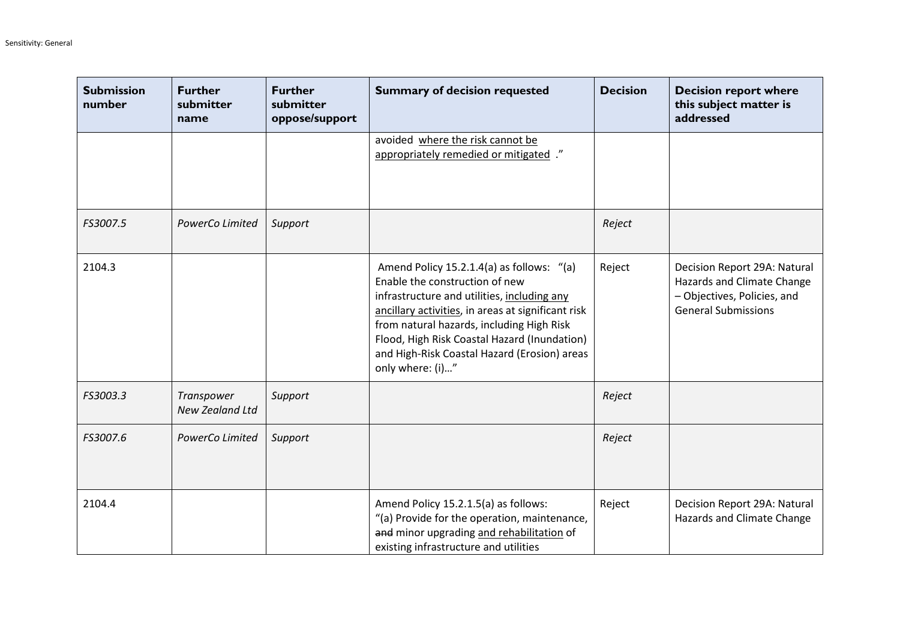| Submission number | Further submitter name | Further submitter oppose/support | Summary of decision requested | Decision | Decision report where this subject matter is addressed |
|---|---|---|---|---|---|
| | | | avoided <u>where the risk cannot be appropriately remedied or mitigated</u> ." | | |
| *FS3007.5* | *PowerCo Limited* | *Support* | | *Reject* | |
| 2104.3 | | | Amend Policy 15.2.1.4(a) as follows: "(a) Enable the construction of new infrastructure and utilities, <u>including any ancillary activities</u>, in areas at significant risk from natural hazards, including High Risk Flood, High Risk Coastal Hazard (Inundation) and High-Risk Coastal Hazard (Erosion) areas only where: (i)…" | Reject | Decision Report 29A: Natural Hazards and Climate Change – Objectives, Policies, and General Submissions |
| *FS3003.3* | *Transpower New Zealand Ltd* | *Support* | | *Reject* | |
| *FS3007.6* | *PowerCo Limited* | *Support* | | *Reject* | |
| 2104.4 | | | Amend Policy 15.2.1.5(a) as follows: "(a) Provide for the operation, maintenance, ~~and~~ minor upgrading <u>and rehabilitation</u> of existing infrastructure and utilities | Reject | Decision Report 29A: Natural Hazards and Climate Change |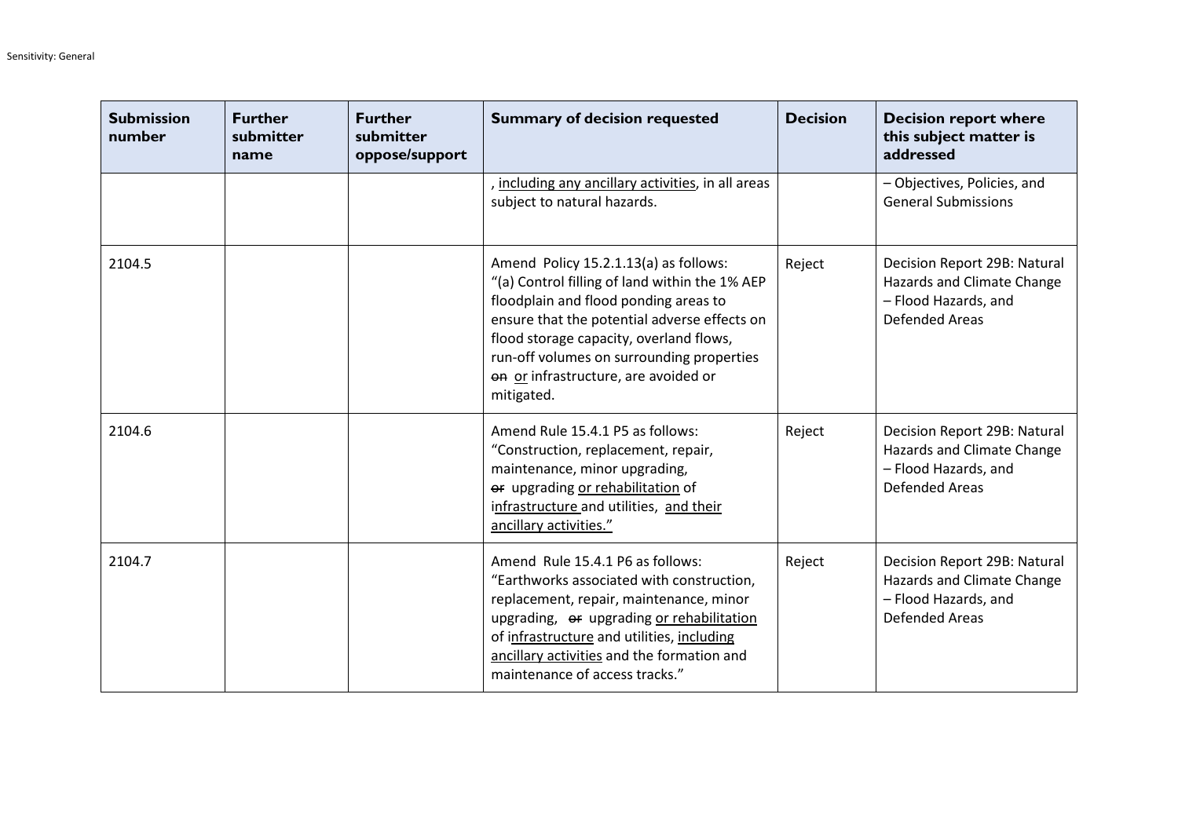| Submission number | Further submitter name | Further submitter oppose/support | Summary of decision requested | Decision | Decision report where this subject matter is addressed |
|---|---|---|---|---|---|
| | | | , <u>including any ancillary activities</u>, in all areas subject to natural hazards. | | – Objectives, Policies, and General Submissions |
| 2104.5 | | | Amend Policy 15.2.1.13(a) as follows: "(a) Control filling of land within the 1% AEP floodplain and flood ponding areas to ensure that the potential adverse effects on flood storage capacity, overland flows, run-off volumes on surrounding properties ~~on~~ <u>or</u> infrastructure, are avoided or mitigated. | Reject | Decision Report 29B: Natural Hazards and Climate Change – Flood Hazards, and Defended Areas |
| 2104.6 | | | Amend Rule 15.4.1 P5 as follows: "Construction, replacement, repair, maintenance, minor upgrading, ~~or~~ upgrading <u>or rehabilitation</u> of i<u>nfrastructure</u> and utilities, <u>and their ancillary activities.</u>" | Reject | Decision Report 29B: Natural Hazards and Climate Change – Flood Hazards, and Defended Areas |
| 2104.7 | | | Amend Rule 15.4.1 P6 as follows: "Earthworks associated with construction, replacement, repair, maintenance, minor upgrading, ~~or~~ upgrading <u>or rehabilitation</u> of i<u>nfrastructure</u> and utilities, <u>including ancillary activities</u> and the formation and maintenance of access tracks." | Reject | Decision Report 29B: Natural Hazards and Climate Change – Flood Hazards, and Defended Areas |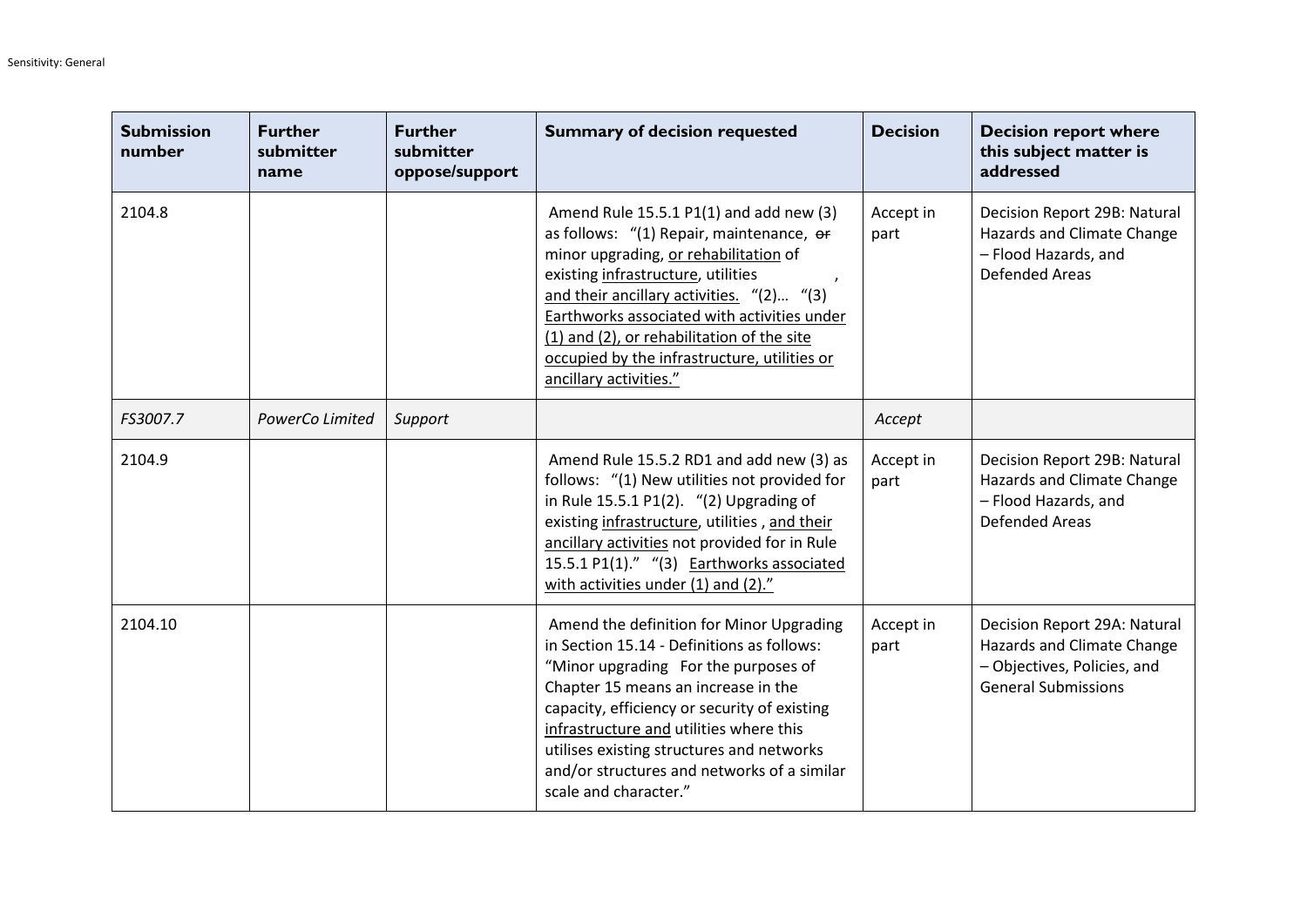| Submission number | Further submitter name | Further submitter oppose/support | Summary of decision requested | Decision | Decision report where this subject matter is addressed |
|---|---|---|---|---|---|
| 2104.8 | | | Amend Rule 15.5.1 P1(1) and add new (3) as follows: "(1) Repair, maintenance, ~~or~~ minor upgrading, <u>or rehabilitation</u> of existing <u>infrastructure</u>, utilities , <u>and their ancillary activities.</u> "(2)… "(3) <u>Earthworks associated with activities under (1) and (2), or rehabilitation of the site occupied by the infrastructure, utilities or ancillary activities.</u>" | Accept in part | Decision Report 29B: Natural Hazards and Climate Change – Flood Hazards, and Defended Areas |
| *FS3007.7* | *PowerCo Limited* | *Support* | | *Accept* | |
| 2104.9 | | | Amend Rule 15.5.2 RD1 and add new (3) as follows: "(1) New utilities not provided for in Rule 15.5.1 P1(2). "(2) Upgrading of existing <u>infrastructure</u>, utilities , <u>and their ancillary activities</u> not provided for in Rule 15.5.1 P1(1)." "(3) <u>Earthworks associated with activities under (1) and (2).</u>" | Accept in part | Decision Report 29B: Natural Hazards and Climate Change – Flood Hazards, and Defended Areas |
| 2104.10 | | | Amend the definition for Minor Upgrading in Section 15.14 - Definitions as follows: "Minor upgrading For the purposes of Chapter 15 means an increase in the capacity, efficiency or security of existing <u>infrastructure and</u> utilities where this utilises existing structures and networks and/or structures and networks of a similar scale and character." | Accept in part | Decision Report 29A: Natural Hazards and Climate Change – Objectives, Policies, and General Submissions |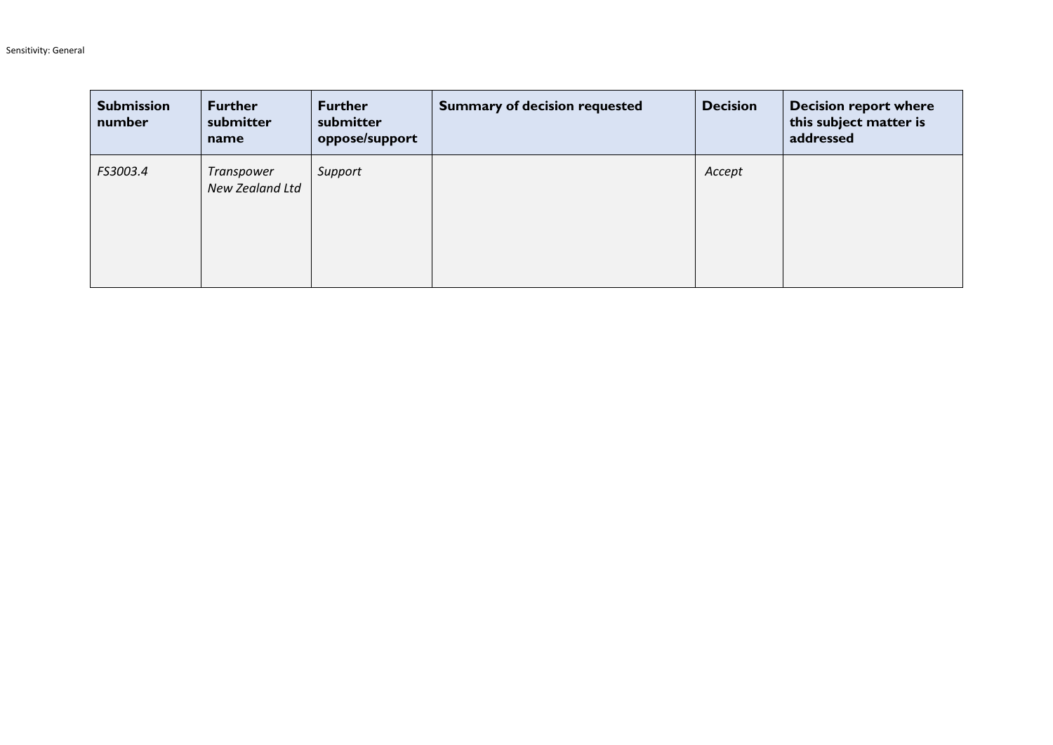| **Submission number** | **Further submitter name** | **Further submitter oppose/support** | **Summary of decision requested** | **Decision** | **Decision report where this subject matter is addressed** |
|---|---|---|---|---|---|
| *FS3003.4* | *Transpower New Zealand Ltd* | *Support* | | *Accept* | |